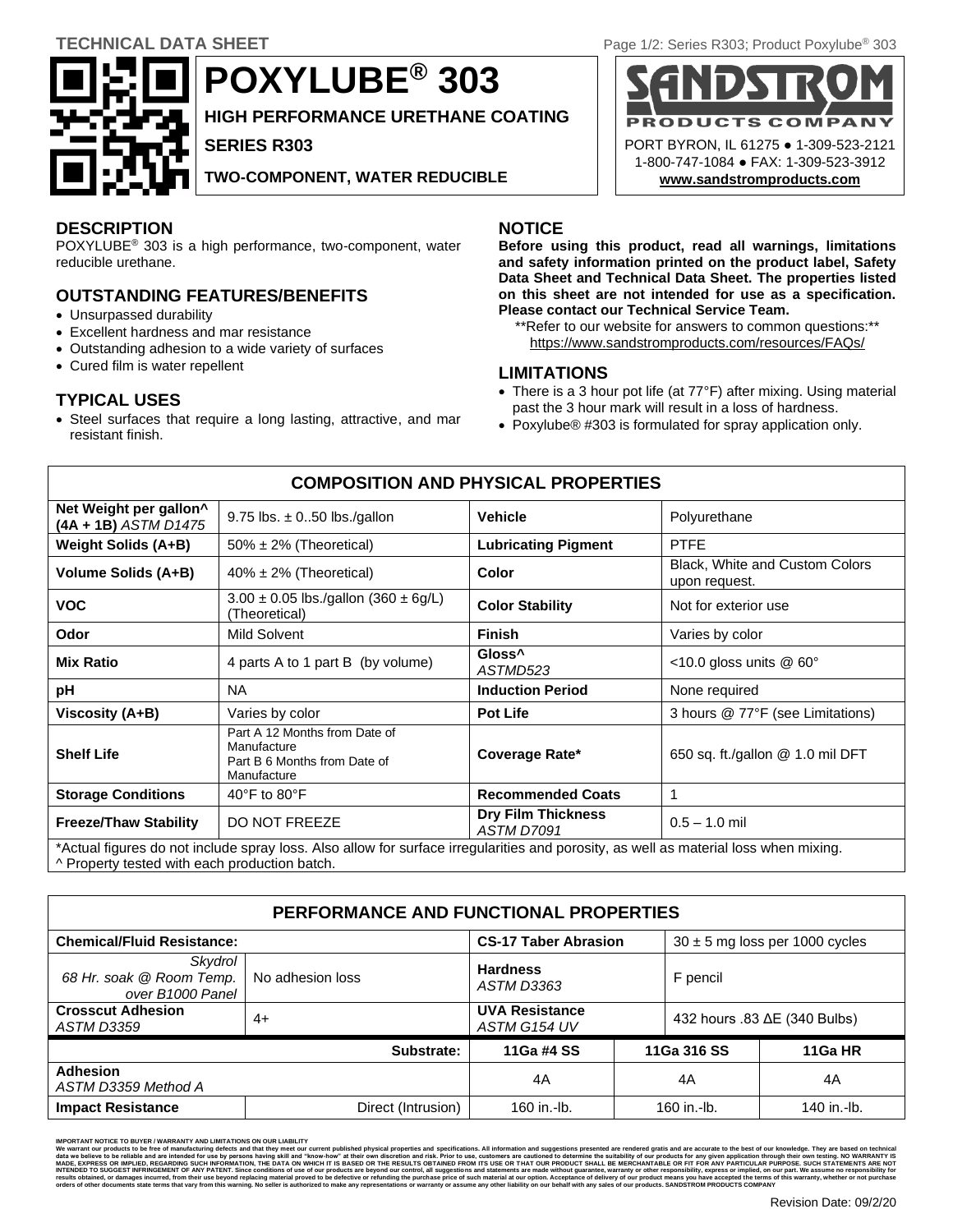TECHNICAL DATA SHEET

# POXYLUBE® 303

**HIGH PERFORMANCE URETHANE COATING**

**SERIES R303**

**TWO-COMPONENT, WATER REDUCIBLE**

SANDSTROM PRODUCTS COMPANY
PORT BYRON, IL 61275 ● 1-309-523-2121
1-800-747-1084 ● FAX: 1-309-523-3912
**www.sandstromproducts.com**

## DESCRIPTION

POXYLUBE® 303 is a high performance, two-component, water reducible urethane.

## OUTSTANDING FEATURES/BENEFITS

- Unsurpassed durability
- Excellent hardness and mar resistance
- Outstanding adhesion to a wide variety of surfaces
- Cured film is water repellent

## TYPICAL USES

- Steel surfaces that require a long lasting, attractive, and mar resistant finish.

## NOTICE

**Before using this product, read all warnings, limitations and safety information printed on the product label, Safety Data Sheet and Technical Data Sheet. The properties listed on this sheet are not intended for use as a specification. Please contact our Technical Service Team.**

**Refer to our website for answers to common questions:**
https://www.sandstromproducts.com/resources/FAQs/

## LIMITATIONS

- There is a 3 hour pot life (at 77°F) after mixing. Using material past the 3 hour mark will result in a loss of hardness.
- Poxylube® #303 is formulated for spray application only.

## COMPOSITION AND PHYSICAL PROPERTIES

| Property | Value | Property | Value |
|---|---|---|---|
| **Net Weight per gallon^ (4A + 1B)** *ASTM D1475* | 9.75 lbs. ± 0..50 lbs./gallon | **Vehicle** | Polyurethane |
| **Weight Solids (A+B)** | 50% ± 2% (Theoretical) | **Lubricating Pigment** | PTFE |
| **Volume Solids (A+B)** | 40% ± 2% (Theoretical) | **Color** | Black, White and Custom Colors upon request. |
| **VOC** | 3.00 ± 0.05 lbs./gallon (360 ± 6g/L) (Theoretical) | **Color Stability** | Not for exterior use |
| **Odor** | Mild Solvent | **Finish** | Varies by color |
| **Mix Ratio** | 4 parts A to 1 part B (by volume) | **Gloss^** *ASTMD523* | <10.0 gloss units @ 60° |
| **pH** | NA | **Induction Period** | None required |
| **Viscosity (A+B)** | Varies by color | **Pot Life** | 3 hours @ 77°F (see Limitations) |
| **Shelf Life** | Part A 12 Months from Date of Manufacture<br>Part B 6 Months from Date of Manufacture | **Coverage Rate*** | 650 sq. ft./gallon @ 1.0 mil DFT |
| **Storage Conditions** | 40°F to 80°F | **Recommended Coats** | 1 |
| **Freeze/Thaw Stability** | DO NOT FREEZE | **Dry Film Thickness** *ASTM D7091* | 0.5 – 1.0 mil |

*Actual figures do not include spray loss. Also allow for surface irregularities and porosity, as well as material loss when mixing.
^ Property tested with each production batch.

## PERFORMANCE AND FUNCTIONAL PROPERTIES

| **Chemical/Fluid Resistance:** | | **CS-17 Taber Abrasion** | 30 ± 5 mg loss per 1000 cycles | |
|---|---|---|---|---|
| *Skydrol 68 Hr. soak @ Room Temp. over B1000 Panel* | No adhesion loss | **Hardness** *ASTM D3363* | F pencil | |
| **Crosscut Adhesion** *ASTM D3359* | 4+ | **UVA Resistance** *ASTM G154 UV* | 432 hours .83 ΔE (340 Bulbs) | |
| | **Substrate:** | **11Ga #4 SS** | **11Ga 316 SS** | **11Ga HR** |
| **Adhesion** *ASTM D3359 Method A* | | 4A | 4A | 4A |
| **Impact Resistance** | Direct (Intrusion) | 160 in.-lb. | 160 in.-lb. | 140 in.-lb. |

IMPORTANT NOTICE TO BUYER / WARRANTY AND LIMITATIONS ON OUR LIABILITY
We warrant our products to be free of manufacturing defects and that they meet our current published physical properties and specifications. All information and suggestions presented are rendered gratis and are accurate to the best of our knowledge. They are based on technical data we believe to be reliable and are intended for use by persons having skill and "know-how" at their own discretion and risk. Prior to use, customers are cautioned to determine the suitability of our products for any given application through their own testing. NO WARRANTY IS MADE, EXPRESS OR IMPLIED, REGARDING SUCH INFORMATION, THE DATA ON WHICH IT IS BASED OR THE RESULTS OBTAINED FROM ITS USE OR THAT OUR PRODUCT SHALL BE MERCHANTABLE OR FIT FOR ANY PARTICULAR PURPOSE. SUCH STATEMENTS ARE NOT INTENDED TO SUGGEST INFRINGEMENT OF ANY PATENT. Since conditions of use of our products are beyond our control, all suggestions and statements are made without guarantee, warranty or other responsibility, express or implied, on our part. We assume no responsibility for results obtained, or damages incurred, from their use beyond replacing material proved to be defective or refunding the purchase price of such material at our option. Acceptance of delivery of our product means you have accepted the terms of this warranty, whether or not purchase orders of other documents state terms that vary from this warning. No seller is authorized to make any representations or warranty or assume any other liability on our behalf with any sales of our products. SANDSTROM PRODUCTS COMPANY

Revision Date: 09/2/20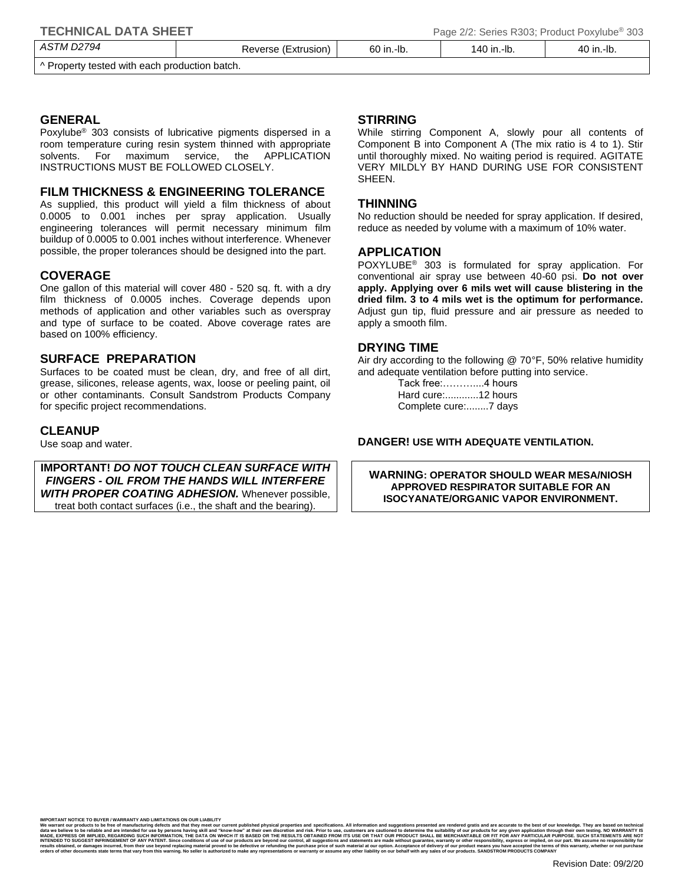| | | | | |
|---|---|---|---|---|
| *ASTM D2794* | Reverse (Extrusion) | 60 in.-lb. | 140 in.-lb. | 40 in.-lb. |

^ Property tested with each production batch.

## GENERAL

Poxylube® 303 consists of lubricative pigments dispersed in a room temperature curing resin system thinned with appropriate solvents. For maximum service, the APPLICATION INSTRUCTIONS MUST BE FOLLOWED CLOSELY.

## FILM THICKNESS & ENGINEERING TOLERANCE

As supplied, this product will yield a film thickness of about 0.0005 to 0.001 inches per spray application. Usually engineering tolerances will permit necessary minimum film buildup of 0.0005 to 0.001 inches without interference. Whenever possible, the proper tolerances should be designed into the part.

## COVERAGE

One gallon of this material will cover 480 - 520 sq. ft. with a dry film thickness of 0.0005 inches. Coverage depends upon methods of application and other variables such as overspray and type of surface to be coated. Above coverage rates are based on 100% efficiency.

## SURFACE PREPARATION

Surfaces to be coated must be clean, dry, and free of all dirt, grease, silicones, release agents, wax, loose or peeling paint, oil or other contaminants. Consult Sandstrom Products Company for specific project recommendations.

## CLEANUP

Use soap and water.

**IMPORTANT!** ***DO NOT TOUCH CLEAN SURFACE WITH FINGERS - OIL FROM THE HANDS WILL INTERFERE WITH PROPER COATING ADHESION.*** Whenever possible, treat both contact surfaces (i.e., the shaft and the bearing).

## STIRRING

While stirring Component A, slowly pour all contents of Component B into Component A (The mix ratio is 4 to 1). Stir until thoroughly mixed. No waiting period is required. AGITATE VERY MILDLY BY HAND DURING USE FOR CONSISTENT SHEEN.

## THINNING

No reduction should be needed for spray application. If desired, reduce as needed by volume with a maximum of 10% water.

## APPLICATION

POXYLUBE® 303 is formulated for spray application. For conventional air spray use between 40-60 psi. **Do not over apply. Applying over 6 mils wet will cause blistering in the dried film. 3 to 4 mils wet is the optimum for performance.** Adjust gun tip, fluid pressure and air pressure as needed to apply a smooth film.

## DRYING TIME

Air dry according to the following @ 70°F, 50% relative humidity and adequate ventilation before putting into service.

Tack free:………....4 hours
Hard cure:............12 hours
Complete cure:........7 days

**DANGER! USE WITH ADEQUATE VENTILATION.**

**WARNING: OPERATOR SHOULD WEAR MESA/NIOSH APPROVED RESPIRATOR SUITABLE FOR AN ISOCYANATE/ORGANIC VAPOR ENVIRONMENT.**

**IMPORTANT NOTICE TO BUYER / WARRANTY AND LIMITATIONS ON OUR LIABILITY**
We warrant our products to be free of manufacturing defects and that they meet our current published physical properties and specifications. All information and suggestions presented are rendered gratis and are accurate to the best of our knowledge. They are based on technical data we believe to be reliable and are intended for use by persons having skill and "know-how" at their own discretion and risk. Prior to use, customers are cautioned to determine the suitability of our products for any given application through their own testing. NO WARRANTY IS MADE, EXPRESS OR IMPLIED, REGARDING SUCH INFORMATION, THE DATA ON WHICH IT IS BASED OR THE RESULTS OBTAINED FROM ITS USE OR THAT OUR PRODUCT SHALL BE MERCHANTABLE OR FIT FOR ANY PARTICULAR PURPOSE. SUCH STATEMENTS ARE NOT INTENDED TO SUGGEST INFRINGEMENT OF ANY PATENT. Since conditions of use of our products are beyond our control, all suggestions and statements are made without guarantee, warranty or other responsibility, express or implied, on our part. We assume no responsibility for results obtained, or damages incurred, from their use beyond replacing material proved to be defective or refunding the purchase price of such material at our option. Acceptance of delivery of our product means you have accepted the terms of this warranty, whether or not purchase orders of other documents state terms that vary from this warning. No seller is authorized to make any representations or warranty or assume any other liability on our behalf with any sales of our products. SANDSTROM PRODUCTS COMPANY

Revision Date: 09/2/20